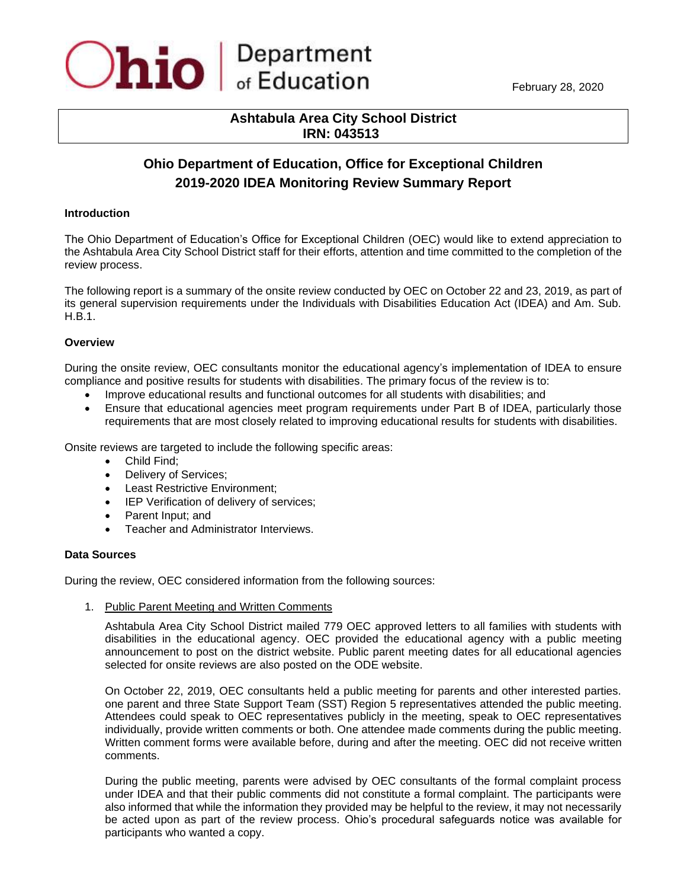Ohio | Department of Education

February 28, 2020

**Ashtabula Area City School District**
**IRN: 043513**

## Ohio Department of Education, Office for Exceptional Children
## 2019-2020 IDEA Monitoring Review Summary Report

### Introduction

The Ohio Department of Education's Office for Exceptional Children (OEC) would like to extend appreciation to the Ashtabula Area City School District staff for their efforts, attention and time committed to the completion of the review process.

The following report is a summary of the onsite review conducted by OEC on October 22 and 23, 2019, as part of its general supervision requirements under the Individuals with Disabilities Education Act (IDEA) and Am. Sub. H.B.1.

### Overview

During the onsite review, OEC consultants monitor the educational agency's implementation of IDEA to ensure compliance and positive results for students with disabilities. The primary focus of the review is to:

- Improve educational results and functional outcomes for all students with disabilities; and
- Ensure that educational agencies meet program requirements under Part B of IDEA, particularly those requirements that are most closely related to improving educational results for students with disabilities.

Onsite reviews are targeted to include the following specific areas:

- Child Find;
- Delivery of Services;
- Least Restrictive Environment;
- IEP Verification of delivery of services;
- Parent Input; and
- Teacher and Administrator Interviews.

### Data Sources

During the review, OEC considered information from the following sources:

1. Public Parent Meeting and Written Comments

   Ashtabula Area City School District mailed 779 OEC approved letters to all families with students with disabilities in the educational agency. OEC provided the educational agency with a public meeting announcement to post on the district website. Public parent meeting dates for all educational agencies selected for onsite reviews are also posted on the ODE website.

   On October 22, 2019, OEC consultants held a public meeting for parents and other interested parties. one parent and three State Support Team (SST) Region 5 representatives attended the public meeting. Attendees could speak to OEC representatives publicly in the meeting, speak to OEC representatives individually, provide written comments or both. One attendee made comments during the public meeting. Written comment forms were available before, during and after the meeting. OEC did not receive written comments.

   During the public meeting, parents were advised by OEC consultants of the formal complaint process under IDEA and that their public comments did not constitute a formal complaint. The participants were also informed that while the information they provided may be helpful to the review, it may not necessarily be acted upon as part of the review process. Ohio's procedural safeguards notice was available for participants who wanted a copy.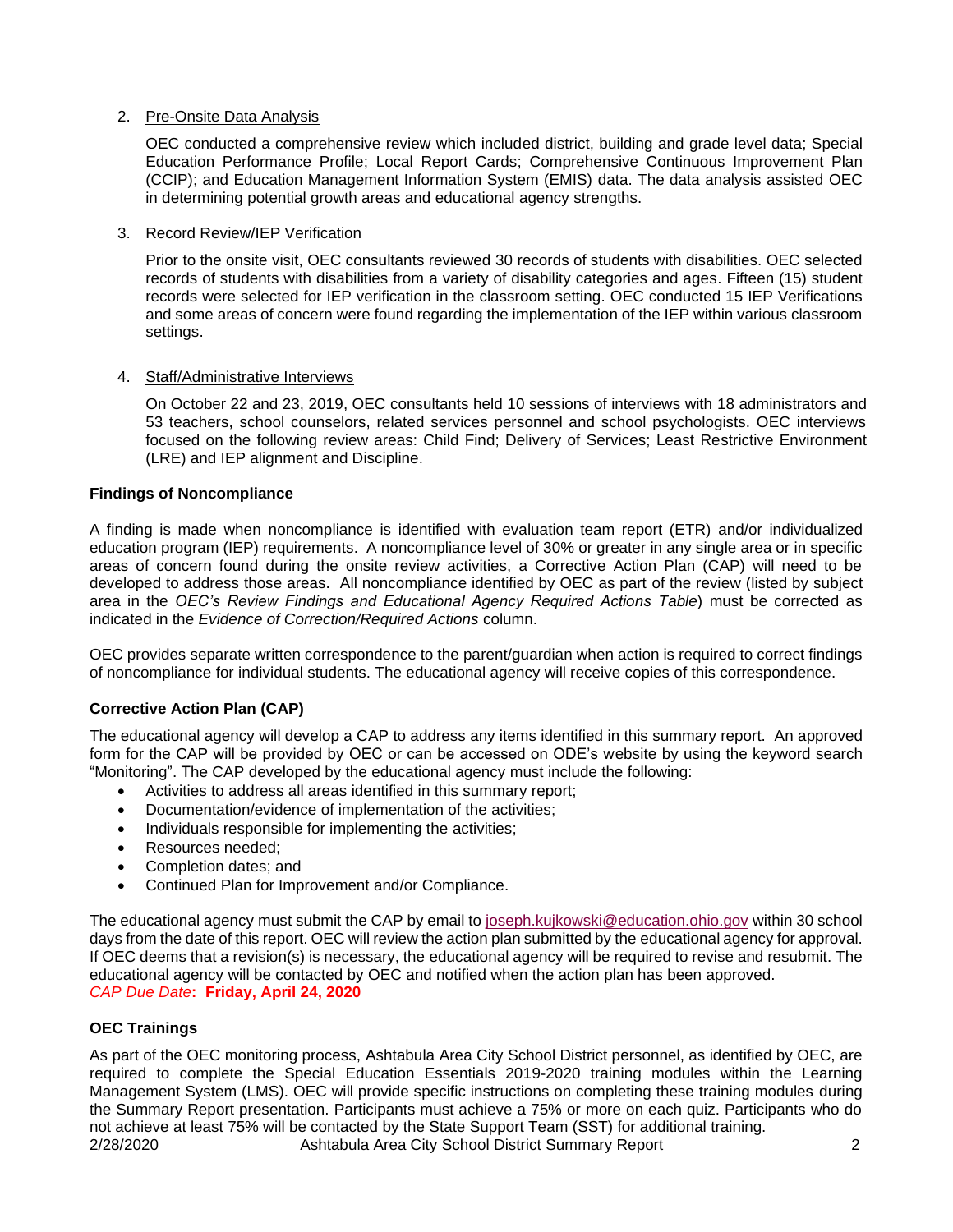2. Pre-Onsite Data Analysis

   OEC conducted a comprehensive review which included district, building and grade level data; Special Education Performance Profile; Local Report Cards; Comprehensive Continuous Improvement Plan (CCIP); and Education Management Information System (EMIS) data. The data analysis assisted OEC in determining potential growth areas and educational agency strengths.

3. Record Review/IEP Verification

   Prior to the onsite visit, OEC consultants reviewed 30 records of students with disabilities. OEC selected records of students with disabilities from a variety of disability categories and ages. Fifteen (15) student records were selected for IEP verification in the classroom setting. OEC conducted 15 IEP Verifications and some areas of concern were found regarding the implementation of the IEP within various classroom settings.

4. Staff/Administrative Interviews

   On October 22 and 23, 2019, OEC consultants held 10 sessions of interviews with 18 administrators and 53 teachers, school counselors, related services personnel and school psychologists. OEC interviews focused on the following review areas: Child Find; Delivery of Services; Least Restrictive Environment (LRE) and IEP alignment and Discipline.

### Findings of Noncompliance

A finding is made when noncompliance is identified with evaluation team report (ETR) and/or individualized education program (IEP) requirements. A noncompliance level of 30% or greater in any single area or in specific areas of concern found during the onsite review activities, a Corrective Action Plan (CAP) will need to be developed to address those areas. All noncompliance identified by OEC as part of the review (listed by subject area in the *OEC's Review Findings and Educational Agency Required Actions Table*) must be corrected as indicated in the *Evidence of Correction/Required Actions* column.

OEC provides separate written correspondence to the parent/guardian when action is required to correct findings of noncompliance for individual students. The educational agency will receive copies of this correspondence.

### Corrective Action Plan (CAP)

The educational agency will develop a CAP to address any items identified in this summary report. An approved form for the CAP will be provided by OEC or can be accessed on ODE's website by using the keyword search "Monitoring". The CAP developed by the educational agency must include the following:

- Activities to address all areas identified in this summary report;
- Documentation/evidence of implementation of the activities;
- Individuals responsible for implementing the activities;
- Resources needed;
- Completion dates; and
- Continued Plan for Improvement and/or Compliance.

The educational agency must submit the CAP by email to joseph.kujkowski@education.ohio.gov within 30 school days from the date of this report. OEC will review the action plan submitted by the educational agency for approval. If OEC deems that a revision(s) is necessary, the educational agency will be required to revise and resubmit. The educational agency will be contacted by OEC and notified when the action plan has been approved.
*CAP Due Date*: **Friday, April 24, 2020**

### OEC Trainings

As part of the OEC monitoring process, Ashtabula Area City School District personnel, as identified by OEC, are required to complete the Special Education Essentials 2019-2020 training modules within the Learning Management System (LMS). OEC will provide specific instructions on completing these training modules during the Summary Report presentation. Participants must achieve a 75% or more on each quiz. Participants who do not achieve at least 75% will be contacted by the State Support Team (SST) for additional training.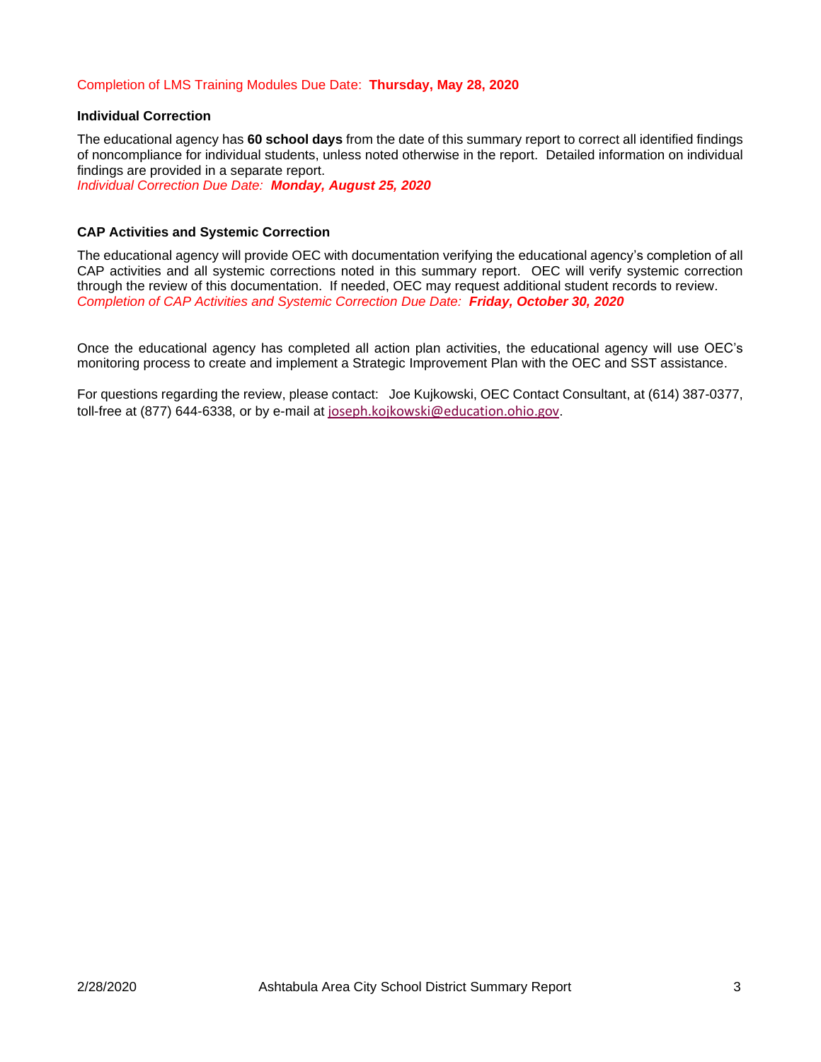Completion of LMS Training Modules Due Date: **Thursday, May 28, 2020**

**Individual Correction**

The educational agency has **60 school days** from the date of this summary report to correct all identified findings of noncompliance for individual students, unless noted otherwise in the report. Detailed information on individual findings are provided in a separate report.
*Individual Correction Due Date:* ***Monday, August 25, 2020***

**CAP Activities and Systemic Correction**

The educational agency will provide OEC with documentation verifying the educational agency's completion of all CAP activities and all systemic corrections noted in this summary report. OEC will verify systemic correction through the review of this documentation. If needed, OEC may request additional student records to review.
*Completion of CAP Activities and Systemic Correction Due Date:* ***Friday, October 30, 2020***

Once the educational agency has completed all action plan activities, the educational agency will use OEC's monitoring process to create and implement a Strategic Improvement Plan with the OEC and SST assistance.

For questions regarding the review, please contact: Joe Kujkowski, OEC Contact Consultant, at (614) 387-0377, toll-free at (877) 644-6338, or by e-mail at joseph.kojkowski@education.ohio.gov.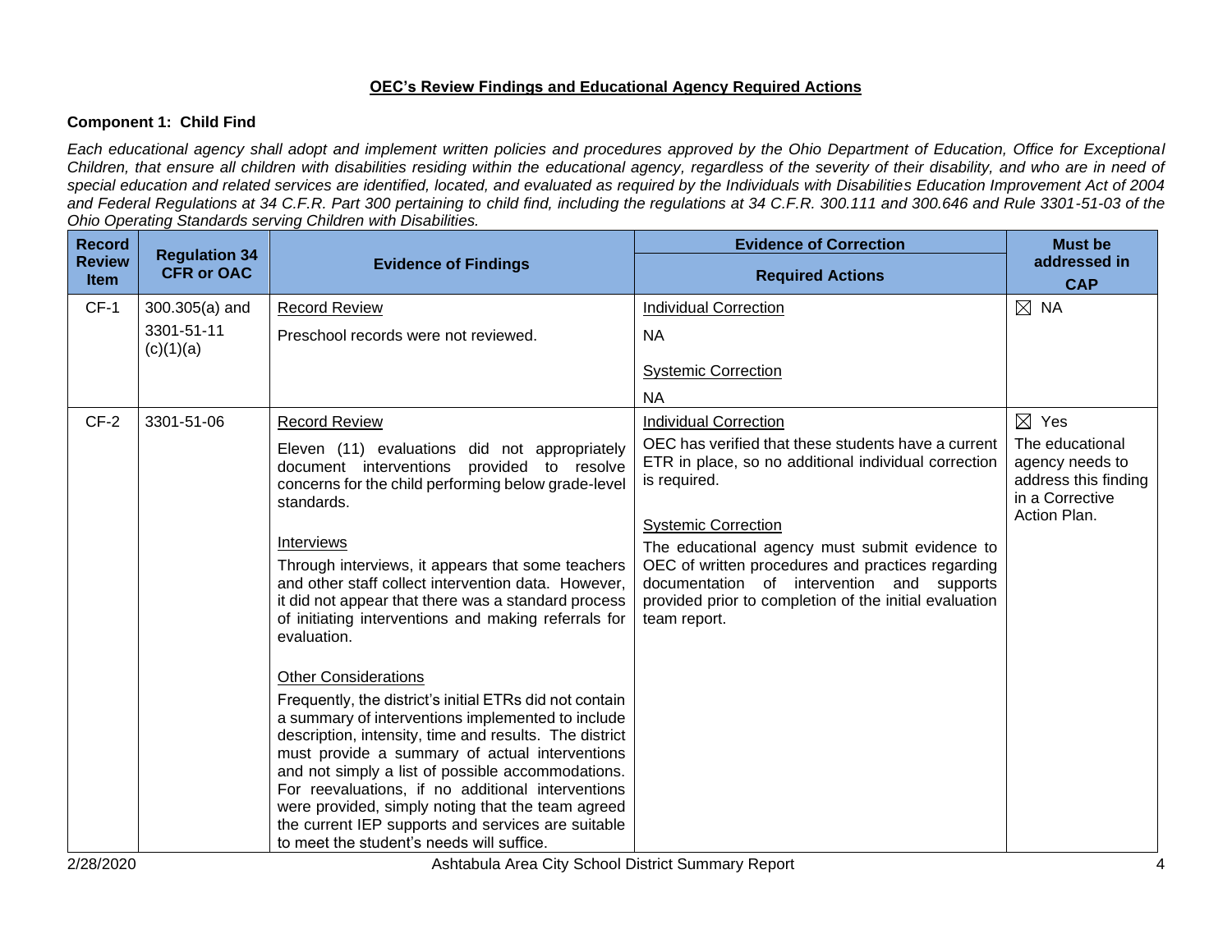## OEC's Review Findings and Educational Agency Required Actions

### Component 1: Child Find

*Each educational agency shall adopt and implement written policies and procedures approved by the Ohio Department of Education, Office for Exceptional Children, that ensure all children with disabilities residing within the educational agency, regardless of the severity of their disability, and who are in need of special education and related services are identified, located, and evaluated as required by the Individuals with Disabilities Education Improvement Act of 2004 and Federal Regulations at 34 C.F.R. Part 300 pertaining to child find, including the regulations at 34 C.F.R. 300.111 and 300.646 and Rule 3301-51-03 of the Ohio Operating Standards serving Children with Disabilities.*

| Record Review Item | Regulation 34 CFR or OAC | Evidence of Findings | Evidence of Correction / Required Actions | Must be addressed in CAP |
|---|---|---|---|---|
| CF-1 | 300.305(a) and 3301-51-11 (c)(1)(a) | Record Review<br><br>Preschool records were not reviewed. | Individual Correction<br><br>NA<br><br>Systemic Correction<br><br>NA | ☒ NA |
| CF-2 | 3301-51-06 | Record Review<br><br>Eleven (11) evaluations did not appropriately document interventions provided to resolve concerns for the child performing below grade-level standards.<br><br>Interviews<br><br>Through interviews, it appears that some teachers and other staff collect intervention data. However, it did not appear that there was a standard process of initiating interventions and making referrals for evaluation.<br><br>Other Considerations<br><br>Frequently, the district's initial ETRs did not contain a summary of interventions implemented to include description, intensity, time and results. The district must provide a summary of actual interventions and not simply a list of possible accommodations. For reevaluations, if no additional interventions were provided, simply noting that the team agreed the current IEP supports and services are suitable to meet the student's needs will suffice. | Individual Correction<br><br>OEC has verified that these students have a current ETR in place, so no additional individual correction is required.<br><br>Systemic Correction<br><br>The educational agency must submit evidence to OEC of written procedures and practices regarding documentation of intervention and supports provided prior to completion of the initial evaluation team report. | ☒ Yes<br><br>The educational agency needs to address this finding in a Corrective Action Plan. |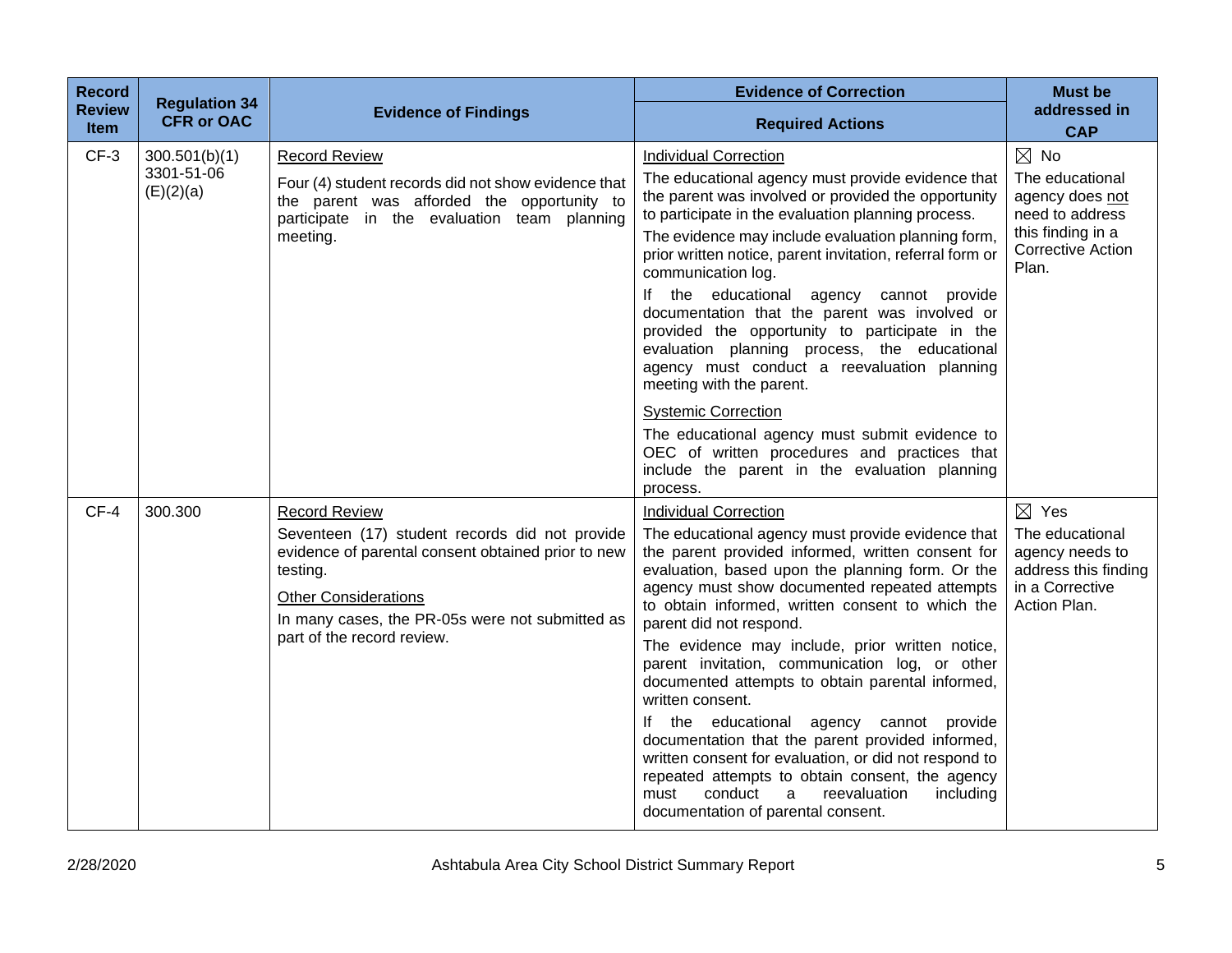| Record Review Item | Regulation 34 CFR or OAC | Evidence of Findings | Evidence of Correction Required Actions | Must be addressed in CAP |
|---|---|---|---|---|
| CF-3 | 300.501(b)(1) 3301-51-06 (E)(2)(a) | Record Review<br><br>Four (4) student records did not show evidence that the parent was afforded the opportunity to participate in the evaluation team planning meeting. | Individual Correction<br><br>The educational agency must provide evidence that the parent was involved or provided the opportunity to participate in the evaluation planning process.<br><br>The evidence may include evaluation planning form, prior written notice, parent invitation, referral form or communication log.<br><br>If the educational agency cannot provide documentation that the parent was involved or provided the opportunity to participate in the evaluation planning process, the educational agency must conduct a reevaluation planning meeting with the parent.<br><br>Systemic Correction<br><br>The educational agency must submit evidence to OEC of written procedures and practices that include the parent in the evaluation planning process. | ☒ No<br><br>The educational agency does not need to address this finding in a Corrective Action Plan. |
| CF-4 | 300.300 | Record Review<br><br>Seventeen (17) student records did not provide evidence of parental consent obtained prior to new testing.<br><br>Other Considerations<br><br>In many cases, the PR-05s were not submitted as part of the record review. | Individual Correction<br><br>The educational agency must provide evidence that the parent provided informed, written consent for evaluation, based upon the planning form. Or the agency must show documented repeated attempts to obtain informed, written consent to which the parent did not respond.<br><br>The evidence may include, prior written notice, parent invitation, communication log, or other documented attempts to obtain parental informed, written consent.<br><br>If the educational agency cannot provide documentation that the parent provided informed, written consent for evaluation, or did not respond to repeated attempts to obtain consent, the agency must conduct a reevaluation including documentation of parental consent. | ☒ Yes<br><br>The educational agency needs to address this finding in a Corrective Action Plan. |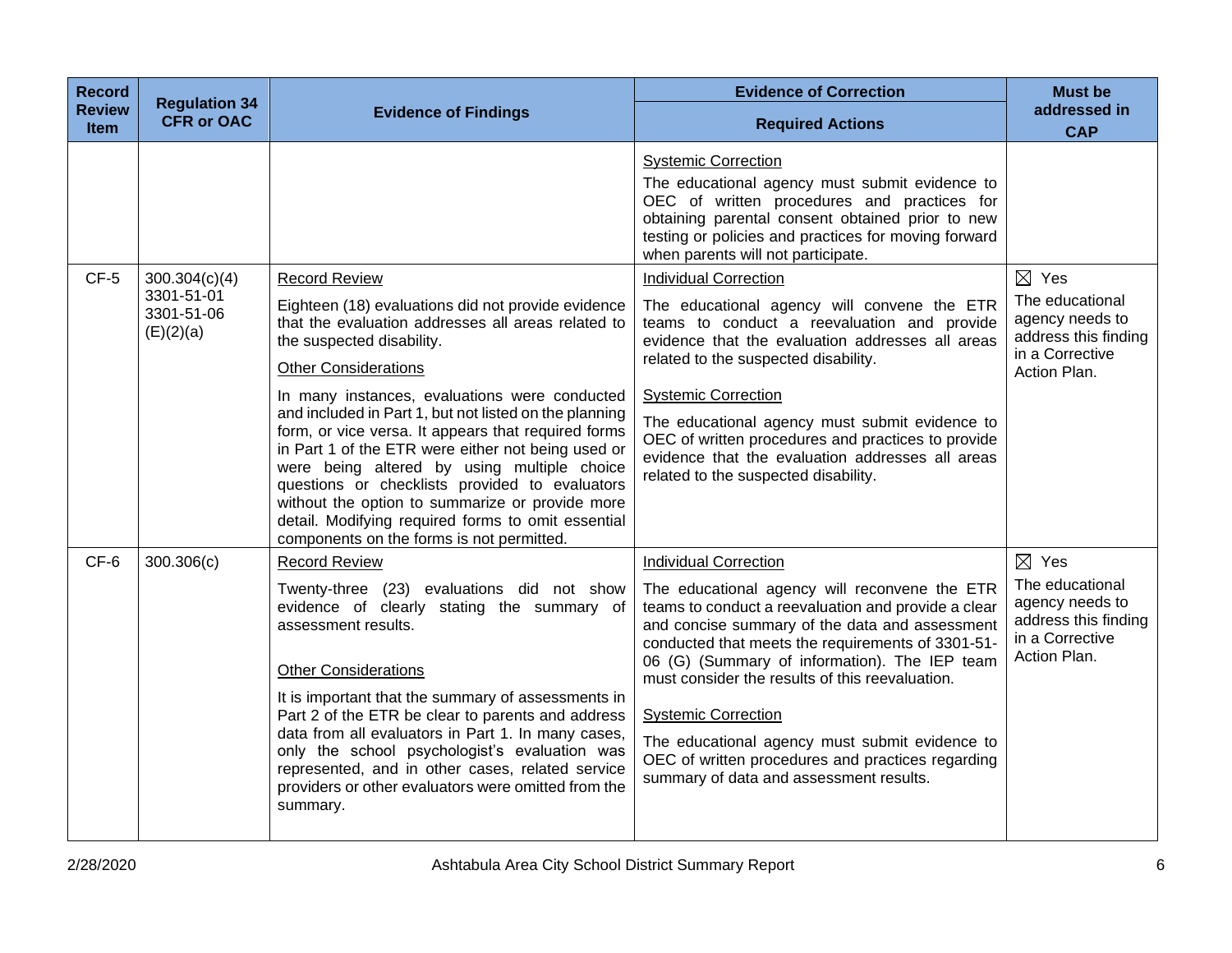| Record Review Item | Regulation 34 CFR or OAC | Evidence of Findings | Evidence of Correction<br>Required Actions | Must be addressed in CAP |
|---|---|---|---|---|
| | | | Systemic Correction<br>The educational agency must submit evidence to OEC of written procedures and practices for obtaining parental consent obtained prior to new testing or policies and practices for moving forward when parents will not participate. | |
| CF-5 | 300.304(c)(4)<br>3301-51-01<br>3301-51-06 (E)(2)(a) | Record Review<br>Eighteen (18) evaluations did not provide evidence that the evaluation addresses all areas related to the suspected disability.<br>Other Considerations<br>In many instances, evaluations were conducted and included in Part 1, but not listed on the planning form, or vice versa. It appears that required forms in Part 1 of the ETR were either not being used or were being altered by using multiple choice questions or checklists provided to evaluators without the option to summarize or provide more detail. Modifying required forms to omit essential components on the forms is not permitted. | Individual Correction<br>The educational agency will convene the ETR teams to conduct a reevaluation and provide evidence that the evaluation addresses all areas related to the suspected disability.<br>Systemic Correction<br>The educational agency must submit evidence to OEC of written procedures and practices to provide evidence that the evaluation addresses all areas related to the suspected disability. | ☒ Yes<br>The educational agency needs to address this finding in a Corrective Action Plan. |
| CF-6 | 300.306(c) | Record Review<br>Twenty-three (23) evaluations did not show evidence of clearly stating the summary of assessment results.<br>Other Considerations<br>It is important that the summary of assessments in Part 2 of the ETR be clear to parents and address data from all evaluators in Part 1. In many cases, only the school psychologist's evaluation was represented, and in other cases, related service providers or other evaluators were omitted from the summary. | Individual Correction<br>The educational agency will reconvene the ETR teams to conduct a reevaluation and provide a clear and concise summary of the data and assessment conducted that meets the requirements of 3301-51-06 (G) (Summary of information). The IEP team must consider the results of this reevaluation.<br>Systemic Correction<br>The educational agency must submit evidence to OEC of written procedures and practices regarding summary of data and assessment results. | ☒ Yes<br>The educational agency needs to address this finding in a Corrective Action Plan. |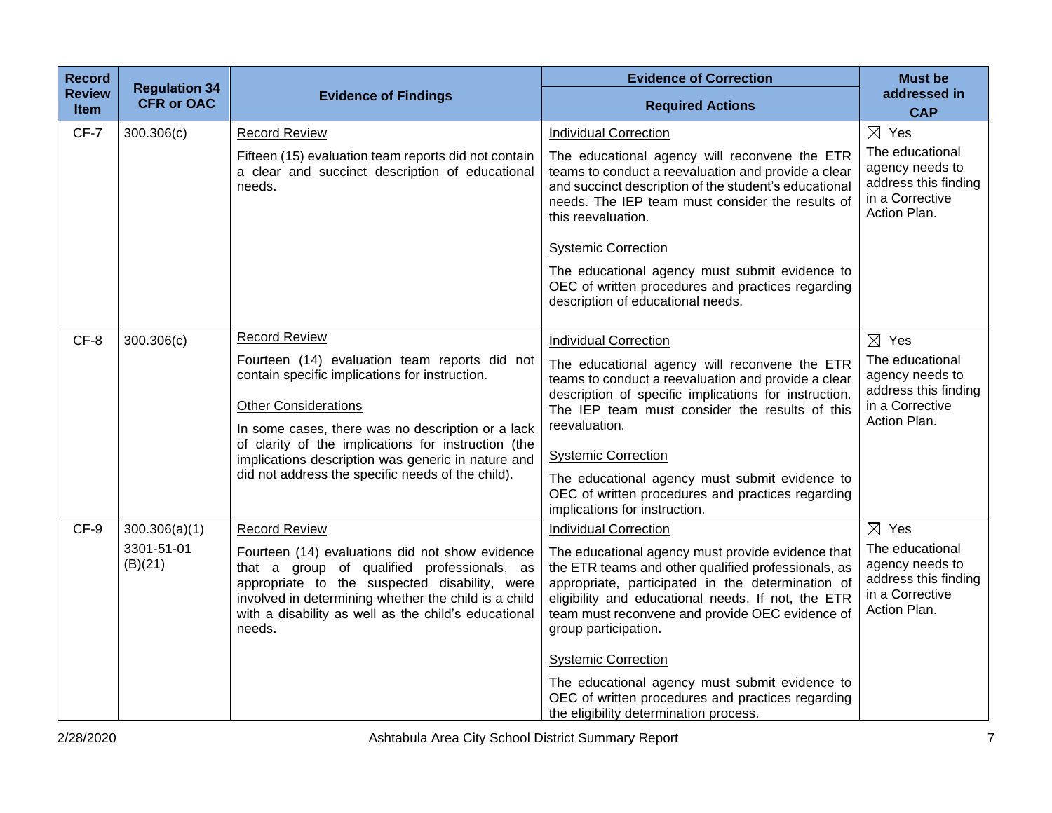| Record Review Item | Regulation 34 CFR or OAC | Evidence of Findings | Evidence of Correction<br>Required Actions | Must be addressed in CAP |
|---|---|---|---|---|
| CF-7 | 300.306(c) | Record Review<br><br>Fifteen (15) evaluation team reports did not contain a clear and succinct description of educational needs. | Individual Correction<br><br>The educational agency will reconvene the ETR teams to conduct a reevaluation and provide a clear and succinct description of the student's educational needs. The IEP team must consider the results of this reevaluation.<br><br>Systemic Correction<br><br>The educational agency must submit evidence to OEC of written procedures and practices regarding description of educational needs. | ☒ Yes<br>The educational agency needs to address this finding in a Corrective Action Plan. |
| CF-8 | 300.306(c) | Record Review<br><br>Fourteen (14) evaluation team reports did not contain specific implications for instruction.<br><br>Other Considerations<br><br>In some cases, there was no description or a lack of clarity of the implications for instruction (the implications description was generic in nature and did not address the specific needs of the child). | Individual Correction<br><br>The educational agency will reconvene the ETR teams to conduct a reevaluation and provide a clear description of specific implications for instruction. The IEP team must consider the results of this reevaluation.<br><br>Systemic Correction<br><br>The educational agency must submit evidence to OEC of written procedures and practices regarding implications for instruction. | ☒ Yes<br>The educational agency needs to address this finding in a Corrective Action Plan. |
| CF-9 | 300.306(a)(1)<br>3301-51-01 (B)(21) | Record Review<br><br>Fourteen (14) evaluations did not show evidence that a group of qualified professionals, as appropriate to the suspected disability, were involved in determining whether the child is a child with a disability as well as the child's educational needs. | Individual Correction<br><br>The educational agency must provide evidence that the ETR teams and other qualified professionals, as appropriate, participated in the determination of eligibility and educational needs. If not, the ETR team must reconvene and provide OEC evidence of group participation.<br><br>Systemic Correction<br><br>The educational agency must submit evidence to OEC of written procedures and practices regarding the eligibility determination process. | ☒ Yes<br>The educational agency needs to address this finding in a Corrective Action Plan. |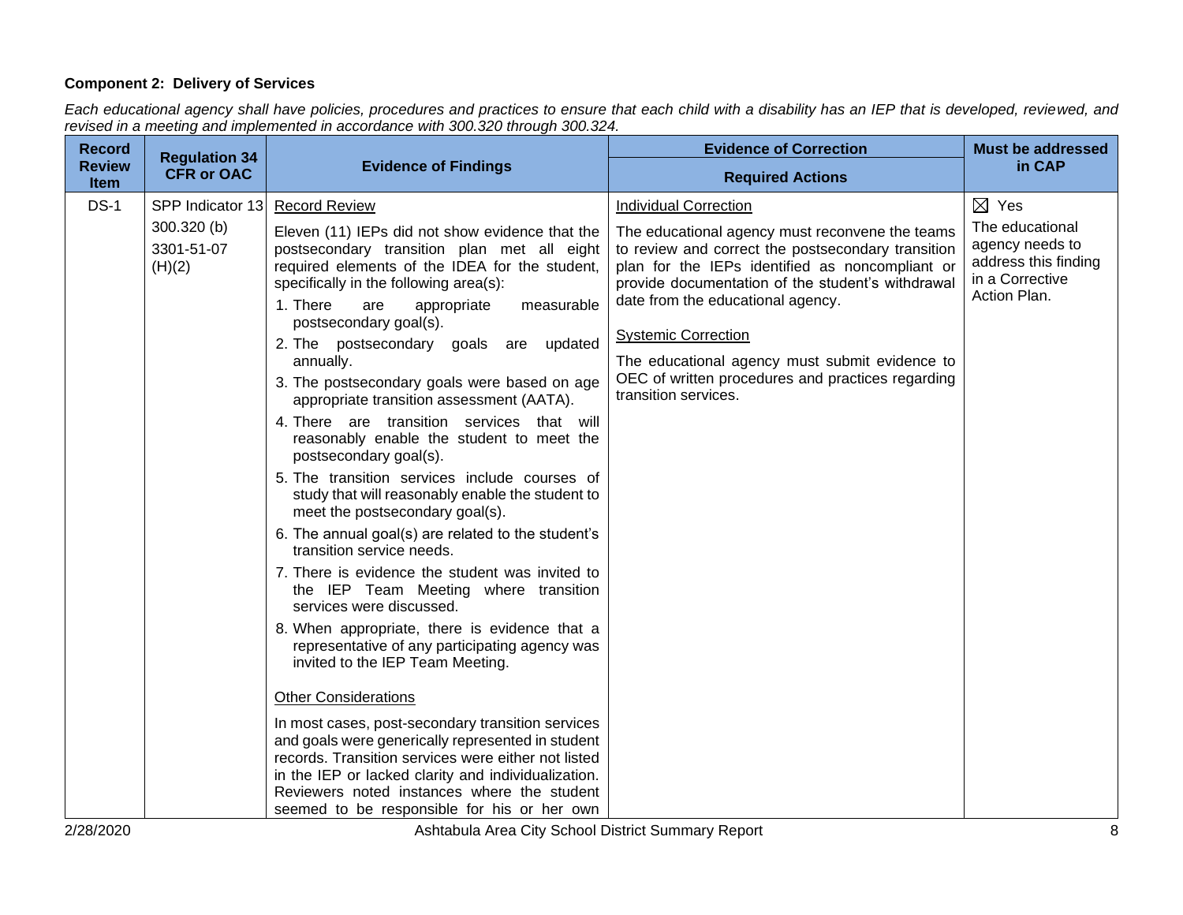**Component 2: Delivery of Services**

*Each educational agency shall have policies, procedures and practices to ensure that each child with a disability has an IEP that is developed, reviewed, and revised in a meeting and implemented in accordance with 300.320 through 300.324.*

| Record Review Item | Regulation 34 CFR or OAC | Evidence of Findings | Evidence of Correction<br>Required Actions | Must be addressed in CAP |
|---|---|---|---|---|
| DS-1 | SPP Indicator 13<br>300.320 (b)<br>3301-51-07 (H)(2) | Record Review<br><br>Eleven (11) IEPs did not show evidence that the postsecondary transition plan met all eight required elements of the IDEA for the student, specifically in the following area(s):<br>1. There are appropriate measurable postsecondary goal(s).<br>2. The postsecondary goals are updated annually.<br>3. The postsecondary goals were based on age appropriate transition assessment (AATA).<br>4. There are transition services that will reasonably enable the student to meet the postsecondary goal(s).<br>5. The transition services include courses of study that will reasonably enable the student to meet the postsecondary goal(s).<br>6. The annual goal(s) are related to the student's transition service needs.<br>7. There is evidence the student was invited to the IEP Team Meeting where transition services were discussed.<br>8. When appropriate, there is evidence that a representative of any participating agency was invited to the IEP Team Meeting.<br><br>Other Considerations<br><br>In most cases, post-secondary transition services and goals were generically represented in student records. Transition services were either not listed in the IEP or lacked clarity and individualization. Reviewers noted instances where the student seemed to be responsible for his or her own | Individual Correction<br><br>The educational agency must reconvene the teams to review and correct the postsecondary transition plan for the IEPs identified as noncompliant or provide documentation of the student's withdrawal date from the educational agency.<br><br>Systemic Correction<br><br>The educational agency must submit evidence to OEC of written procedures and practices regarding transition services. | ☒ Yes<br>The educational agency needs to address this finding in a Corrective Action Plan. |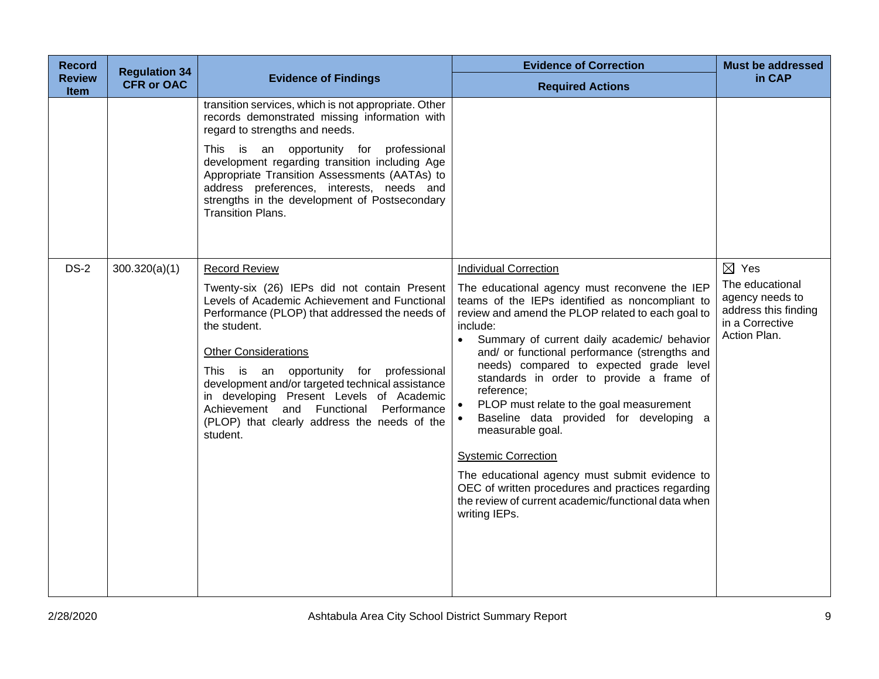| Record Review Item | Regulation 34 CFR or OAC | Evidence of Findings | Evidence of Correction<br>Required Actions | Must be addressed in CAP |
|---|---|---|---|---|
| | | transition services, which is not appropriate. Other records demonstrated missing information with regard to strengths and needs.<br><br>This is an opportunity for professional development regarding transition including Age Appropriate Transition Assessments (AATAs) to address preferences, interests, needs and strengths in the development of Postsecondary Transition Plans. | | |
| DS-2 | 300.320(a)(1) | <u>Record Review</u><br><br>Twenty-six (26) IEPs did not contain Present Levels of Academic Achievement and Functional Performance (PLOP) that addressed the needs of the student.<br><br><u>Other Considerations</u><br><br>This is an opportunity for professional development and/or targeted technical assistance in developing Present Levels of Academic Achievement and Functional Performance (PLOP) that clearly address the needs of the student. | <u>Individual Correction</u><br><br>The educational agency must reconvene the IEP teams of the IEPs identified as noncompliant to review and amend the PLOP related to each goal to include:<br>• Summary of current daily academic/ behavior and/ or functional performance (strengths and needs) compared to expected grade level standards in order to provide a frame of reference;<br>• PLOP must relate to the goal measurement<br>• Baseline data provided for developing a measurable goal.<br><br><u>Systemic Correction</u><br><br>The educational agency must submit evidence to OEC of written procedures and practices regarding the review of current academic/functional data when writing IEPs. | ☒ Yes<br>The educational agency needs to address this finding in a Corrective Action Plan. |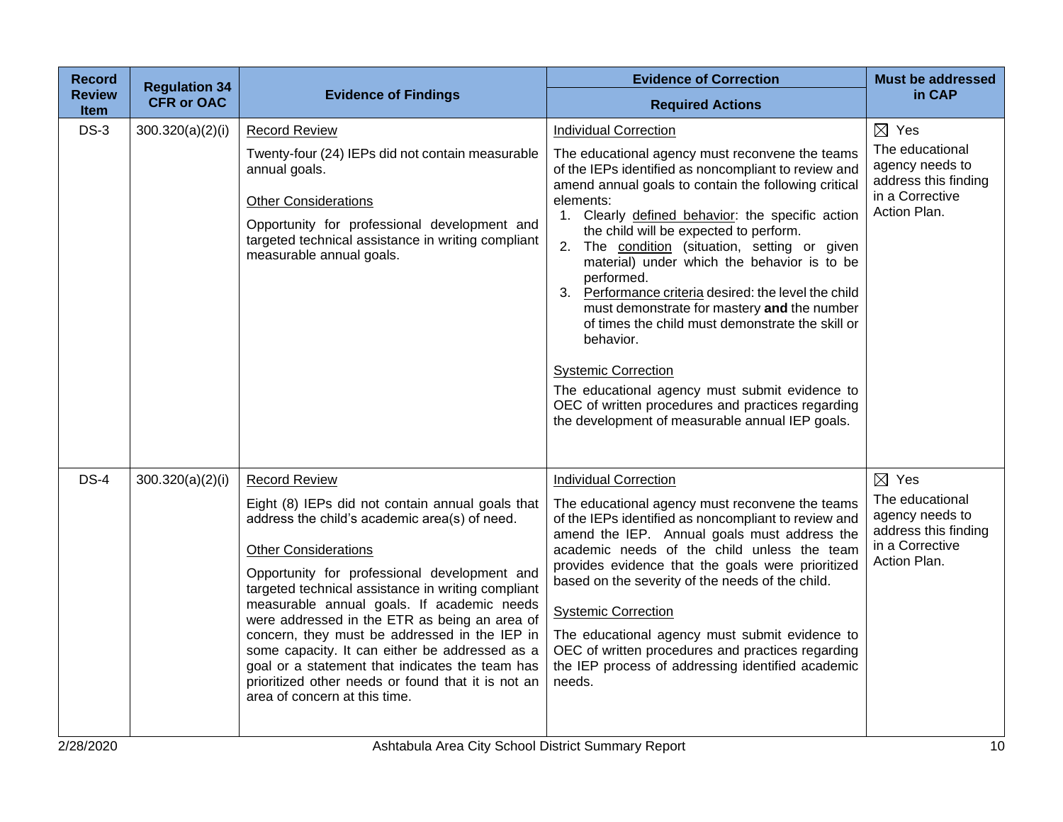| Record Review Item | Regulation 34 CFR or OAC | Evidence of Findings | Evidence of Correction<br>Required Actions | Must be addressed in CAP |
|---|---|---|---|---|
| DS-3 | 300.320(a)(2)(i) | Record Review<br><br>Twenty-four (24) IEPs did not contain measurable annual goals.<br><br>Other Considerations<br><br>Opportunity for professional development and targeted technical assistance in writing compliant measurable annual goals. | Individual Correction<br><br>The educational agency must reconvene the teams of the IEPs identified as noncompliant to review and amend annual goals to contain the following critical elements:<br>1. Clearly defined behavior: the specific action the child will be expected to perform.<br>2. The condition (situation, setting or given material) under which the behavior is to be performed.<br>3. Performance criteria desired: the level the child must demonstrate for mastery **and** the number of times the child must demonstrate the skill or behavior.<br><br>Systemic Correction<br><br>The educational agency must submit evidence to OEC of written procedures and practices regarding the development of measurable annual IEP goals. | ☒ Yes<br>The educational agency needs to address this finding in a Corrective Action Plan. |
| DS-4 | 300.320(a)(2)(i) | Record Review<br><br>Eight (8) IEPs did not contain annual goals that address the child's academic area(s) of need.<br><br>Other Considerations<br><br>Opportunity for professional development and targeted technical assistance in writing compliant measurable annual goals. If academic needs were addressed in the ETR as being an area of concern, they must be addressed in the IEP in some capacity. It can either be addressed as a goal or a statement that indicates the team has prioritized other needs or found that it is not an area of concern at this time. | Individual Correction<br><br>The educational agency must reconvene the teams of the IEPs identified as noncompliant to review and amend the IEP. Annual goals must address the academic needs of the child unless the team provides evidence that the goals were prioritized based on the severity of the needs of the child.<br><br>Systemic Correction<br><br>The educational agency must submit evidence to OEC of written procedures and practices regarding the IEP process of addressing identified academic needs. | ☒ Yes<br>The educational agency needs to address this finding in a Corrective Action Plan. |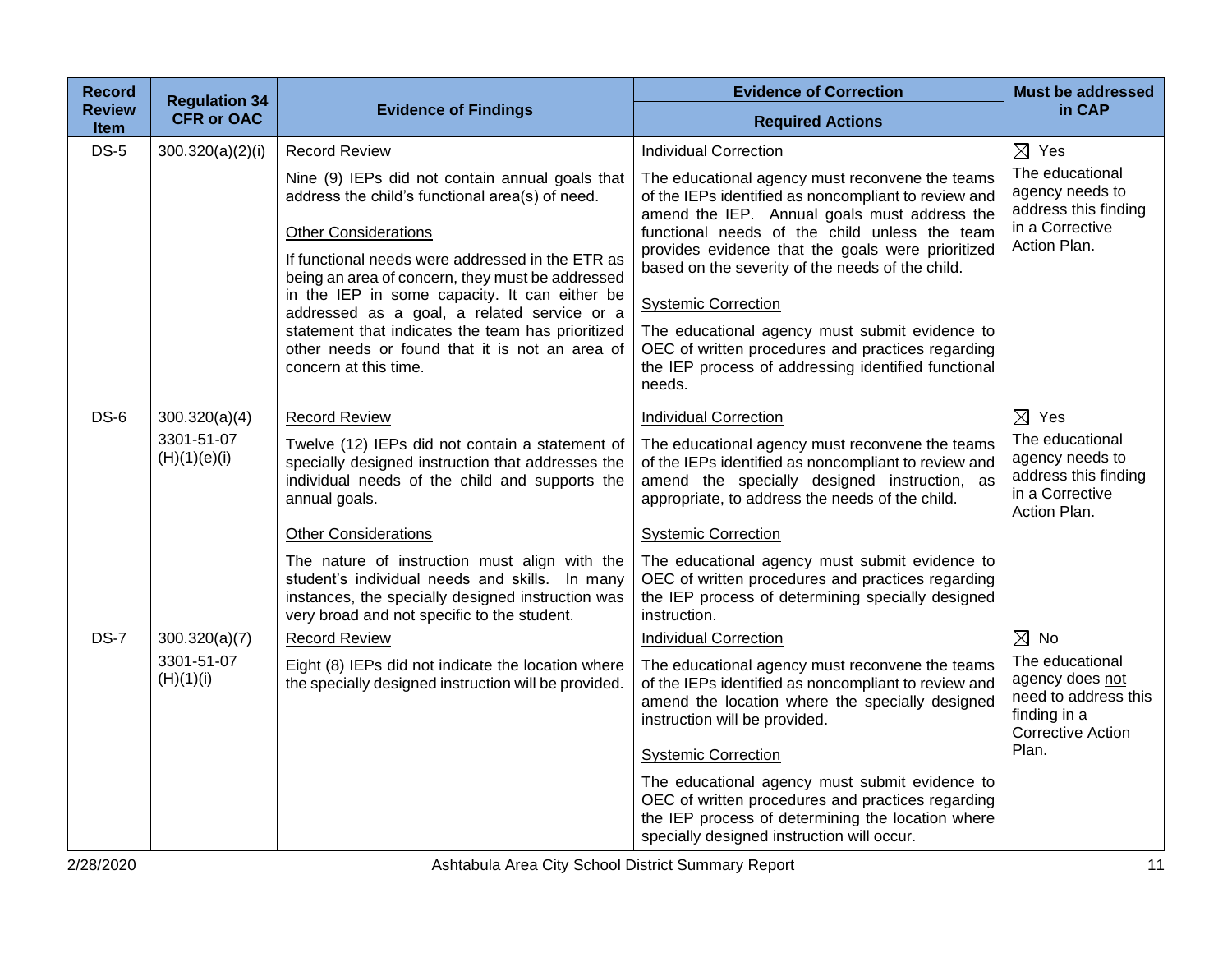| Record Review Item | Regulation 34 CFR or OAC | Evidence of Findings | Evidence of Correction<br>Required Actions | Must be addressed in CAP |
|---|---|---|---|---|
| DS-5 | 300.320(a)(2)(i) | Record Review<br><br>Nine (9) IEPs did not contain annual goals that address the child's functional area(s) of need.<br><br>Other Considerations<br><br>If functional needs were addressed in the ETR as being an area of concern, they must be addressed in the IEP in some capacity. It can either be addressed as a goal, a related service or a statement that indicates the team has prioritized other needs or found that it is not an area of concern at this time. | Individual Correction<br><br>The educational agency must reconvene the teams of the IEPs identified as noncompliant to review and amend the IEP. Annual goals must address the functional needs of the child unless the team provides evidence that the goals were prioritized based on the severity of the needs of the child.<br><br>Systemic Correction<br><br>The educational agency must submit evidence to OEC of written procedures and practices regarding the IEP process of addressing identified functional needs. | ☒ Yes<br>The educational agency needs to address this finding in a Corrective Action Plan. |
| DS-6 | 300.320(a)(4)<br>3301-51-07 (H)(1)(e)(i) | Record Review<br><br>Twelve (12) IEPs did not contain a statement of specially designed instruction that addresses the individual needs of the child and supports the annual goals.<br><br>Other Considerations<br><br>The nature of instruction must align with the student's individual needs and skills. In many instances, the specially designed instruction was very broad and not specific to the student. | Individual Correction<br><br>The educational agency must reconvene the teams of the IEPs identified as noncompliant to review and amend the specially designed instruction, as appropriate, to address the needs of the child.<br><br>Systemic Correction<br><br>The educational agency must submit evidence to OEC of written procedures and practices regarding the IEP process of determining specially designed instruction. | ☒ Yes<br>The educational agency needs to address this finding in a Corrective Action Plan. |
| DS-7 | 300.320(a)(7)<br>3301-51-07 (H)(1)(i) | Record Review<br><br>Eight (8) IEPs did not indicate the location where the specially designed instruction will be provided. | Individual Correction<br><br>The educational agency must reconvene the teams of the IEPs identified as noncompliant to review and amend the location where the specially designed instruction will be provided.<br><br>Systemic Correction<br><br>The educational agency must submit evidence to OEC of written procedures and practices regarding the IEP process of determining the location where specially designed instruction will occur. | ☒ No<br>The educational agency does not need to address this finding in a Corrective Action Plan. |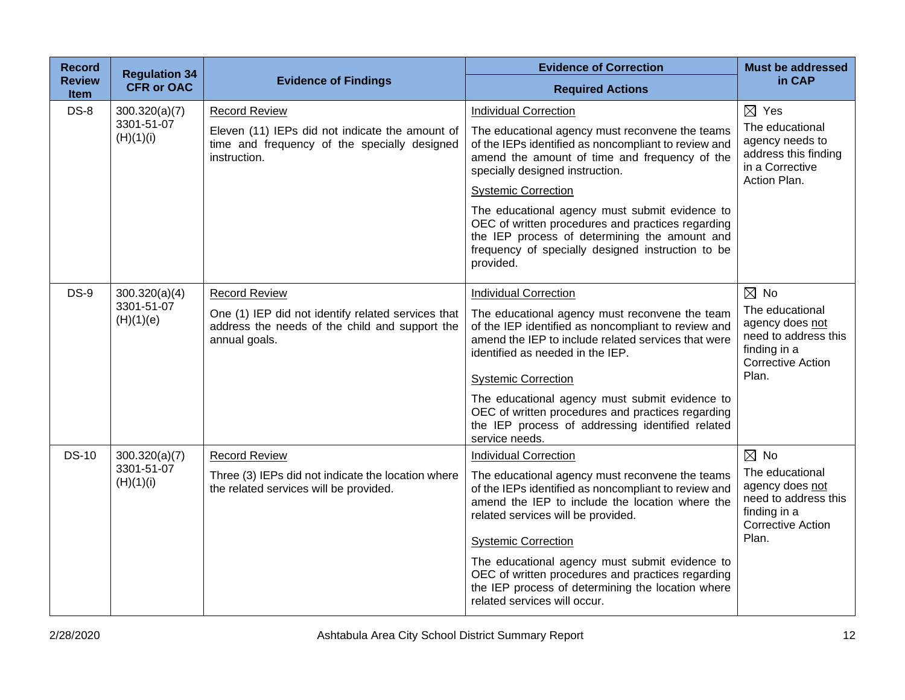| Record Review Item | Regulation 34 CFR or OAC | Evidence of Findings | Evidence of Correction<br>Required Actions | Must be addressed in CAP |
|---|---|---|---|---|
| DS-8 | 300.320(a)(7)<br>3301-51-07 (H)(1)(i) | <u>Record Review</u><br>Eleven (11) IEPs did not indicate the amount of time and frequency of the specially designed instruction. | <u>Individual Correction</u><br>The educational agency must reconvene the teams of the IEPs identified as noncompliant to review and amend the amount of time and frequency of the specially designed instruction.<br><u>Systemic Correction</u><br>The educational agency must submit evidence to OEC of written procedures and practices regarding the IEP process of determining the amount and frequency of specially designed instruction to be provided. | ☒ Yes<br>The educational agency needs to address this finding in a Corrective Action Plan. |
| DS-9 | 300.320(a)(4)<br>3301-51-07 (H)(1)(e) | <u>Record Review</u><br>One (1) IEP did not identify related services that address the needs of the child and support the annual goals. | <u>Individual Correction</u><br>The educational agency must reconvene the team of the IEP identified as noncompliant to review and amend the IEP to include related services that were identified as needed in the IEP.<br><u>Systemic Correction</u><br>The educational agency must submit evidence to OEC of written procedures and practices regarding the IEP process of addressing identified related service needs. | ☒ No<br>The educational agency does <u>not</u> need to address this finding in a Corrective Action Plan. |
| DS-10 | 300.320(a)(7)<br>3301-51-07 (H)(1)(i) | <u>Record Review</u><br>Three (3) IEPs did not indicate the location where the related services will be provided. | <u>Individual Correction</u><br>The educational agency must reconvene the teams of the IEPs identified as noncompliant to review and amend the IEP to include the location where the related services will be provided.<br><u>Systemic Correction</u><br>The educational agency must submit evidence to OEC of written procedures and practices regarding the IEP process of determining the location where related services will occur. | ☒ No<br>The educational agency does <u>not</u> need to address this finding in a Corrective Action Plan. |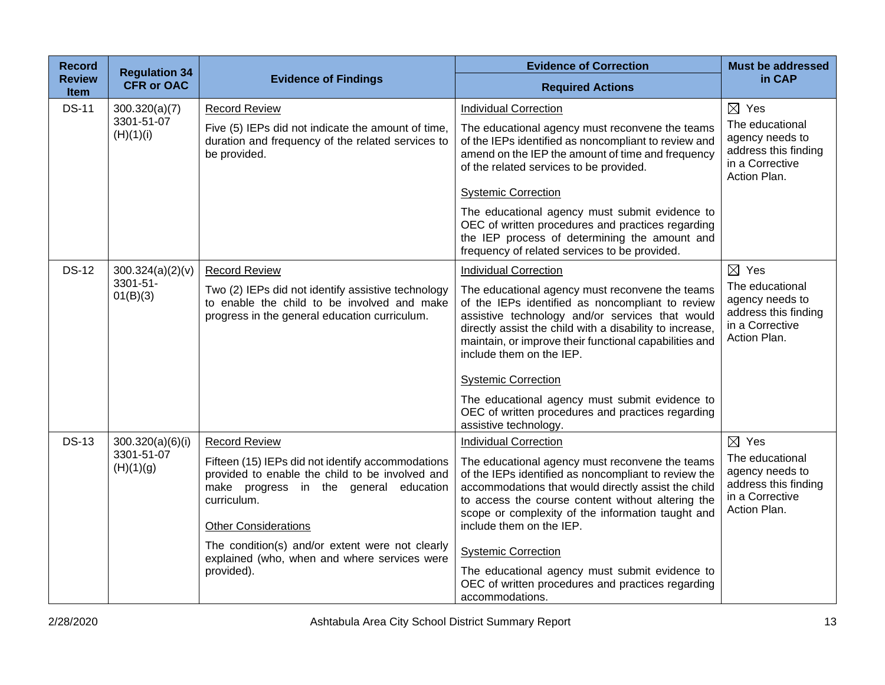| Record Review Item | Regulation 34 CFR or OAC | Evidence of Findings | Evidence of Correction<br>Required Actions | Must be addressed in CAP |
|---|---|---|---|---|
| DS-11 | 300.320(a)(7)<br>3301-51-07 (H)(1)(i) | Record Review<br><br>Five (5) IEPs did not indicate the amount of time, duration and frequency of the related services to be provided. | Individual Correction<br><br>The educational agency must reconvene the teams of the IEPs identified as noncompliant to review and amend on the IEP the amount of time and frequency of the related services to be provided.<br><br>Systemic Correction<br><br>The educational agency must submit evidence to OEC of written procedures and practices regarding the IEP process of determining the amount and frequency of related services to be provided. | ☒ Yes<br>The educational agency needs to address this finding in a Corrective Action Plan. |
| DS-12 | 300.324(a)(2)(v)<br>3301-51-01(B)(3) | Record Review<br><br>Two (2) IEPs did not identify assistive technology to enable the child to be involved and make progress in the general education curriculum. | Individual Correction<br><br>The educational agency must reconvene the teams of the IEPs identified as noncompliant to review assistive technology and/or services that would directly assist the child with a disability to increase, maintain, or improve their functional capabilities and include them on the IEP.<br><br>Systemic Correction<br><br>The educational agency must submit evidence to OEC of written procedures and practices regarding assistive technology. | ☒ Yes<br>The educational agency needs to address this finding in a Corrective Action Plan. |
| DS-13 | 300.320(a)(6)(i)<br>3301-51-07 (H)(1)(g) | Record Review<br><br>Fifteen (15) IEPs did not identify accommodations provided to enable the child to be involved and make progress in the general education curriculum.<br><br>Other Considerations<br><br>The condition(s) and/or extent were not clearly explained (who, when and where services were provided). | Individual Correction<br><br>The educational agency must reconvene the teams of the IEPs identified as noncompliant to review the accommodations that would directly assist the child to access the course content without altering the scope or complexity of the information taught and include them on the IEP.<br><br>Systemic Correction<br><br>The educational agency must submit evidence to OEC of written procedures and practices regarding accommodations. | ☒ Yes<br>The educational agency needs to address this finding in a Corrective Action Plan. |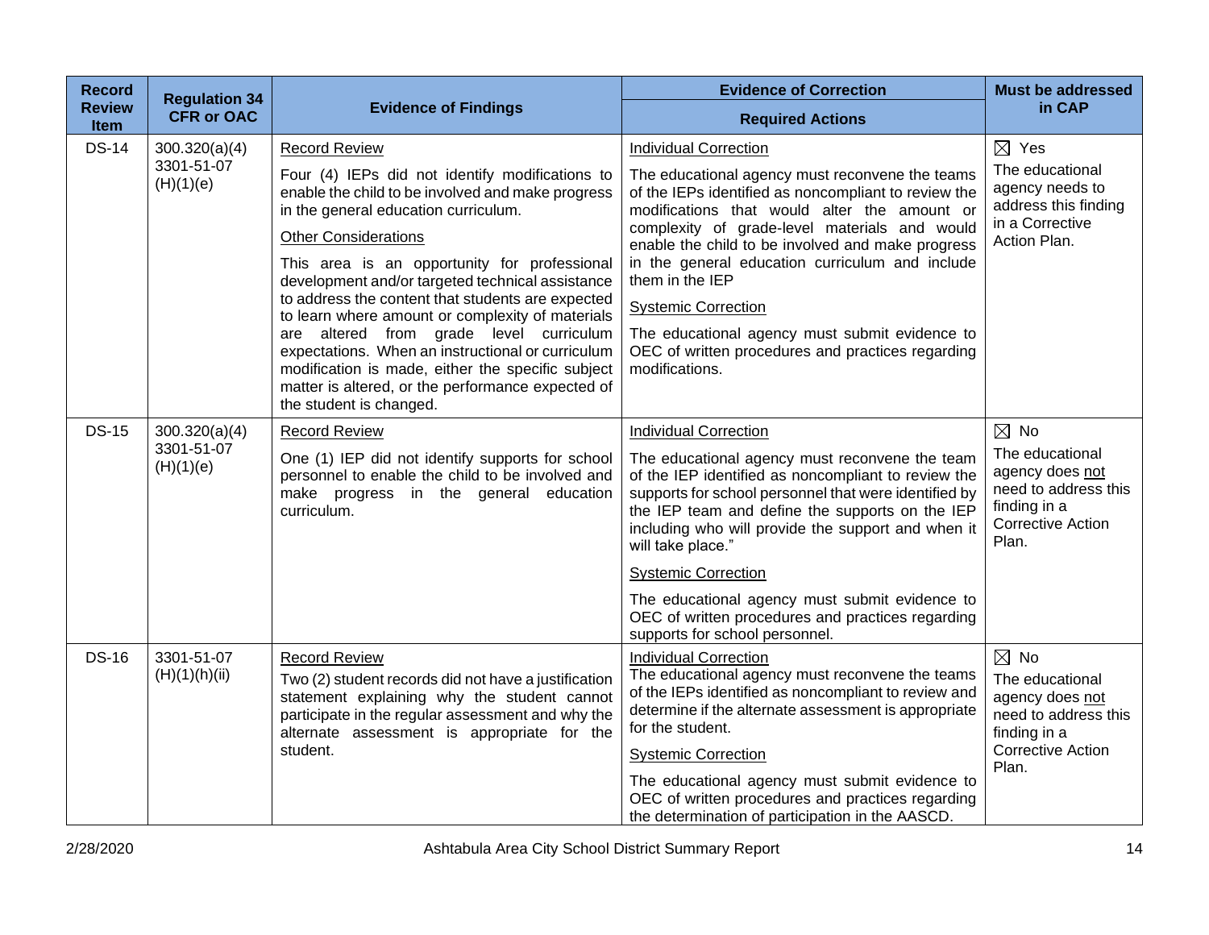| Record Review Item | Regulation 34 CFR or OAC | Evidence of Findings | Evidence of Correction<br>Required Actions | Must be addressed in CAP |
|---|---|---|---|---|
| DS-14 | 300.320(a)(4)<br>3301-51-07 (H)(1)(e) | <u>Record Review</u><br>Four (4) IEPs did not identify modifications to enable the child to be involved and make progress in the general education curriculum.<br><u>Other Considerations</u><br>This area is an opportunity for professional development and/or targeted technical assistance to address the content that students are expected to learn where amount or complexity of materials are altered from grade level curriculum expectations. When an instructional or curriculum modification is made, either the specific subject matter is altered, or the performance expected of the student is changed. | <u>Individual Correction</u><br>The educational agency must reconvene the teams of the IEPs identified as noncompliant to review the modifications that would alter the amount or complexity of grade-level materials and would enable the child to be involved and make progress in the general education curriculum and include them in the IEP<br><u>Systemic Correction</u><br>The educational agency must submit evidence to OEC of written procedures and practices regarding modifications. | ☒ Yes<br>The educational agency needs to address this finding in a Corrective Action Plan. |
| DS-15 | 300.320(a)(4)<br>3301-51-07 (H)(1)(e) | <u>Record Review</u><br>One (1) IEP did not identify supports for school personnel to enable the child to be involved and make progress in the general education curriculum. | <u>Individual Correction</u><br>The educational agency must reconvene the team of the IEP identified as noncompliant to review the supports for school personnel that were identified by the IEP team and define the supports on the IEP including who will provide the support and when it will take place."<br><u>Systemic Correction</u><br>The educational agency must submit evidence to OEC of written procedures and practices regarding supports for school personnel. | ☒ No<br>The educational agency does <u>not</u> need to address this finding in a Corrective Action Plan. |
| DS-16 | 3301-51-07 (H)(1)(h)(ii) | <u>Record Review</u><br>Two (2) student records did not have a justification statement explaining why the student cannot participate in the regular assessment and why the alternate assessment is appropriate for the student. | <u>Individual Correction</u><br>The educational agency must reconvene the teams of the IEPs identified as noncompliant to review and determine if the alternate assessment is appropriate for the student.<br><u>Systemic Correction</u><br>The educational agency must submit evidence to OEC of written procedures and practices regarding the determination of participation in the AASCD. | ☒ No<br>The educational agency does <u>not</u> need to address this finding in a Corrective Action Plan. |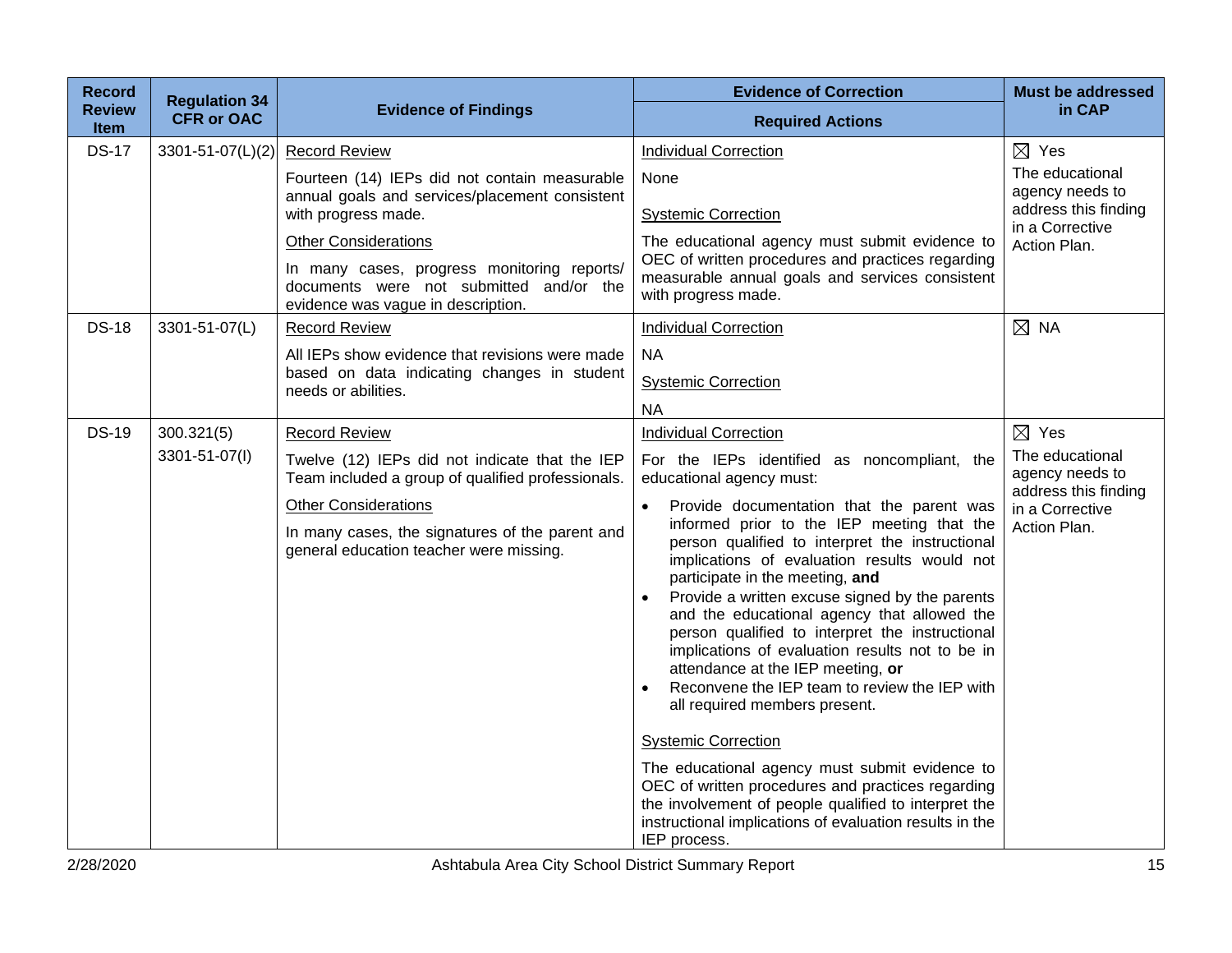| Record Review Item | Regulation 34 CFR or OAC | Evidence of Findings | Evidence of Correction<br>Required Actions | Must be addressed in CAP |
|---|---|---|---|---|
| DS-17 | 3301-51-07(L)(2) | Record Review<br><br>Fourteen (14) IEPs did not contain measurable annual goals and services/placement consistent with progress made.<br><br>Other Considerations<br><br>In many cases, progress monitoring reports/ documents were not submitted and/or the evidence was vague in description. | Individual Correction<br><br>None<br><br>Systemic Correction<br><br>The educational agency must submit evidence to OEC of written procedures and practices regarding measurable annual goals and services consistent with progress made. | ☒ Yes<br><br>The educational agency needs to address this finding in a Corrective Action Plan. |
| DS-18 | 3301-51-07(L) | Record Review<br><br>All IEPs show evidence that revisions were made based on data indicating changes in student needs or abilities. | Individual Correction<br><br>NA<br><br>Systemic Correction<br><br>NA | ☒ NA |
| DS-19 | 300.321(5)<br><br>3301-51-07(I) | Record Review<br><br>Twelve (12) IEPs did not indicate that the IEP Team included a group of qualified professionals.<br><br>Other Considerations<br><br>In many cases, the signatures of the parent and general education teacher were missing. | Individual Correction<br><br>For the IEPs identified as noncompliant, the educational agency must:<br><br>• Provide documentation that the parent was informed prior to the IEP meeting that the person qualified to interpret the instructional implications of evaluation results would not participate in the meeting, **and**<br>• Provide a written excuse signed by the parents and the educational agency that allowed the person qualified to interpret the instructional implications of evaluation results not to be in attendance at the IEP meeting, **or**<br>• Reconvene the IEP team to review the IEP with all required members present.<br><br>Systemic Correction<br><br>The educational agency must submit evidence to OEC of written procedures and practices regarding the involvement of people qualified to interpret the instructional implications of evaluation results in the IEP process. | ☒ Yes<br><br>The educational agency needs to address this finding in a Corrective Action Plan. |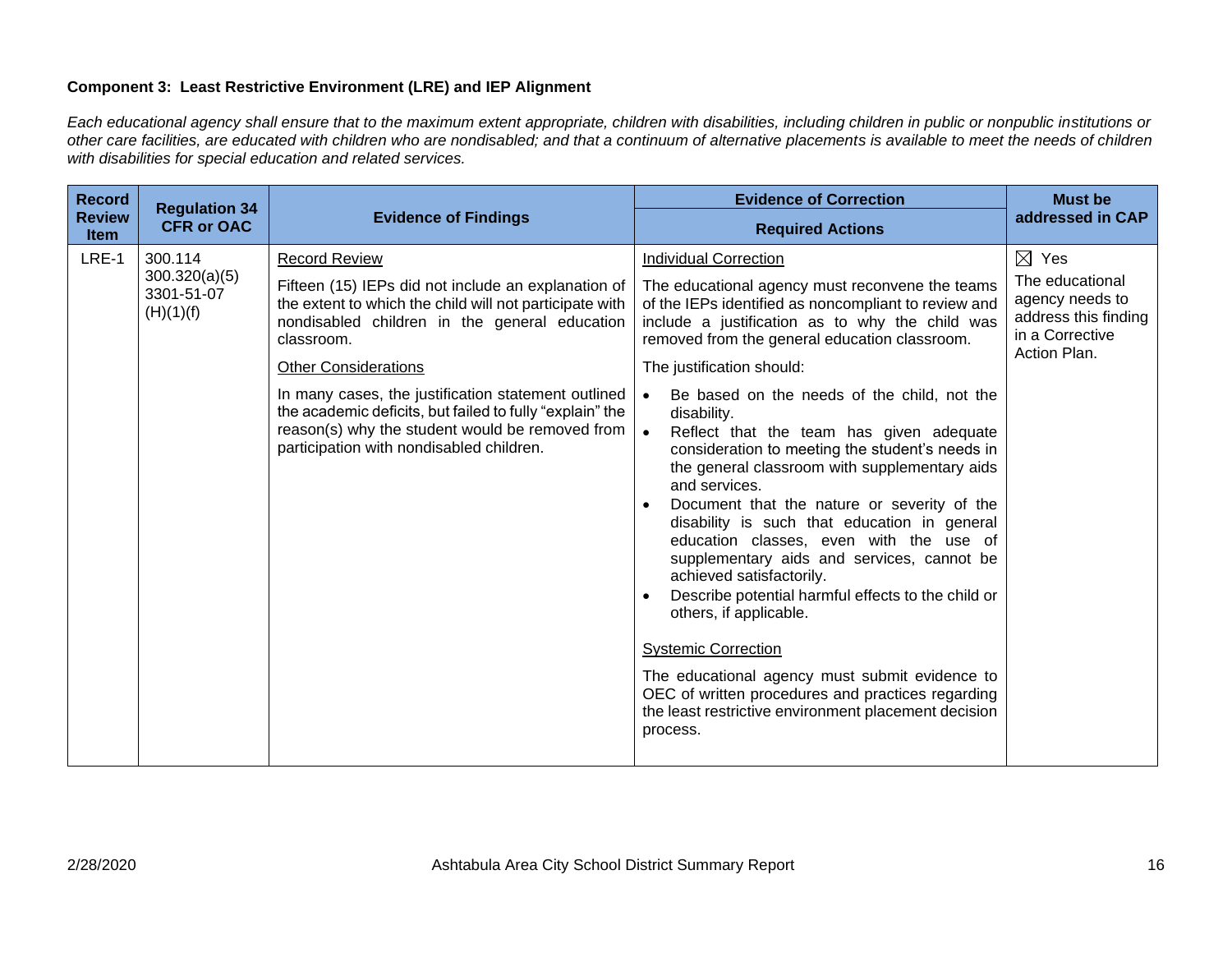**Component 3: Least Restrictive Environment (LRE) and IEP Alignment**

*Each educational agency shall ensure that to the maximum extent appropriate, children with disabilities, including children in public or nonpublic institutions or other care facilities, are educated with children who are nondisabled; and that a continuum of alternative placements is available to meet the needs of children with disabilities for special education and related services.*

| Record Review Item | Regulation 34 CFR or OAC | Evidence of Findings | Evidence of Correction<br>Required Actions | Must be addressed in CAP |
|---|---|---|---|---|
| LRE-1 | 300.114<br>300.320(a)(5)<br>3301-51-07 (H)(1)(f) | <u>Record Review</u><br>Fifteen (15) IEPs did not include an explanation of the extent to which the child will not participate with nondisabled children in the general education classroom.<br><u>Other Considerations</u><br>In many cases, the justification statement outlined the academic deficits, but failed to fully "explain" the reason(s) why the student would be removed from participation with nondisabled children. | <u>Individual Correction</u><br>The educational agency must reconvene the teams of the IEPs identified as noncompliant to review and include a justification as to why the child was removed from the general education classroom.<br>The justification should:<br>• Be based on the needs of the child, not the disability.<br>• Reflect that the team has given adequate consideration to meeting the student's needs in the general classroom with supplementary aids and services.<br>• Document that the nature or severity of the disability is such that education in general education classes, even with the use of supplementary aids and services, cannot be achieved satisfactorily.<br>• Describe potential harmful effects to the child or others, if applicable.<br><u>Systemic Correction</u><br>The educational agency must submit evidence to OEC of written procedures and practices regarding the least restrictive environment placement decision process. | ☒ Yes<br>The educational agency needs to address this finding in a Corrective Action Plan. |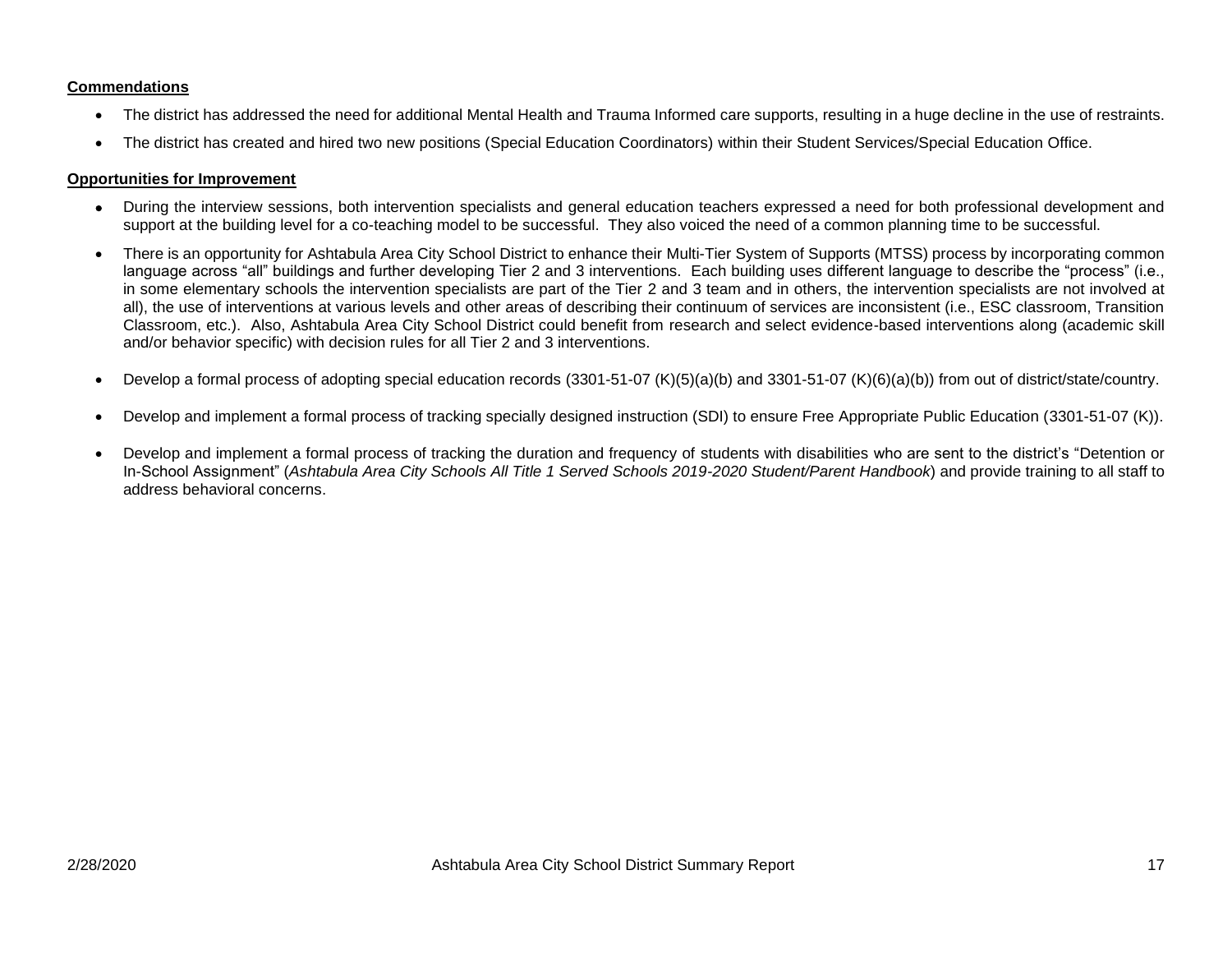**Commendations**

- The district has addressed the need for additional Mental Health and Trauma Informed care supports, resulting in a huge decline in the use of restraints.
- The district has created and hired two new positions (Special Education Coordinators) within their Student Services/Special Education Office.

**Opportunities for Improvement**

- During the interview sessions, both intervention specialists and general education teachers expressed a need for both professional development and support at the building level for a co-teaching model to be successful. They also voiced the need of a common planning time to be successful.
- There is an opportunity for Ashtabula Area City School District to enhance their Multi-Tier System of Supports (MTSS) process by incorporating common language across "all" buildings and further developing Tier 2 and 3 interventions. Each building uses different language to describe the "process" (i.e., in some elementary schools the intervention specialists are part of the Tier 2 and 3 team and in others, the intervention specialists are not involved at all), the use of interventions at various levels and other areas of describing their continuum of services are inconsistent (i.e., ESC classroom, Transition Classroom, etc.). Also, Ashtabula Area City School District could benefit from research and select evidence-based interventions along (academic skill and/or behavior specific) with decision rules for all Tier 2 and 3 interventions.
- Develop a formal process of adopting special education records (3301-51-07 (K)(5)(a)(b) and 3301-51-07 (K)(6)(a)(b)) from out of district/state/country.
- Develop and implement a formal process of tracking specially designed instruction (SDI) to ensure Free Appropriate Public Education (3301-51-07 (K)).
- Develop and implement a formal process of tracking the duration and frequency of students with disabilities who are sent to the district's "Detention or In-School Assignment" (*Ashtabula Area City Schools All Title 1 Served Schools 2019-2020 Student/Parent Handbook*) and provide training to all staff to address behavioral concerns.